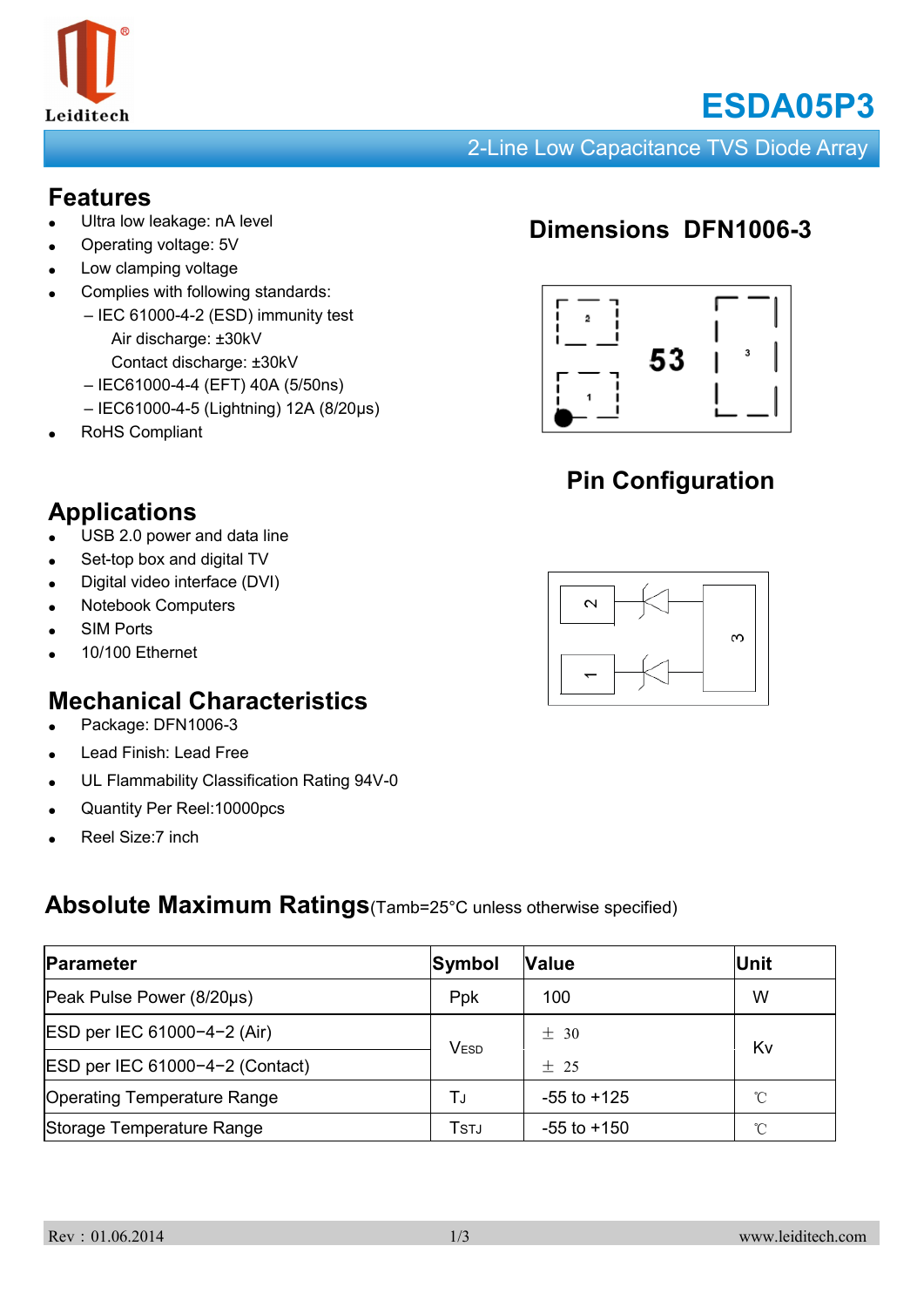# ESDA05P3

2-Line Low Capacitance TVS Diode Array

## Features

- Ultra low leakage: nA level
- Operating voltage: 5V
- Low clamping voltage
- Complies with following standards:
  - – IEC 61000-4-2 (ESD) immunity test
    
    Air discharge: ±30kV
    
    Contact discharge: ±30kV
  - – IEC61000-4-4 (EFT) 40A (5/50ns)
  - – IEC61000-4-5 (Lightning) 12A (8/20μs)
- RoHS Compliant

## Dimensions DFN1006-3

## Pin Configuration

## Applications

- USB 2.0 power and data line
- Set-top box and digital TV
- Digital video interface (DVI)
- Notebook Computers
- SIM Ports
- 10/100 Ethernet

## Mechanical Characteristics

- Package: DFN1006-3
- Lead Finish: Lead Free
- UL Flammability Classification Rating 94V-0
- Quantity Per Reel:10000pcs
- Reel Size:7 inch

## Absolute Maximum Ratings (Tamb=25°C unless otherwise specified)

| Parameter | Symbol | Value | Unit |
|---|---|---|---|
| Peak Pulse Power (8/20μs) | Ppk | 100 | W |
| ESD per IEC 61000−4−2 (Air) | $V_{ESD}$ | ± 30 | Kv |
| ESD per IEC 61000−4−2 (Contact) | | ± 25 | |
| Operating Temperature Range | $T_J$ | -55 to +125 | ℃ |
| Storage Temperature Range | $T_{STJ}$ | -55 to +150 | ℃ |

Rev：01.06.2014 www.leiditech.com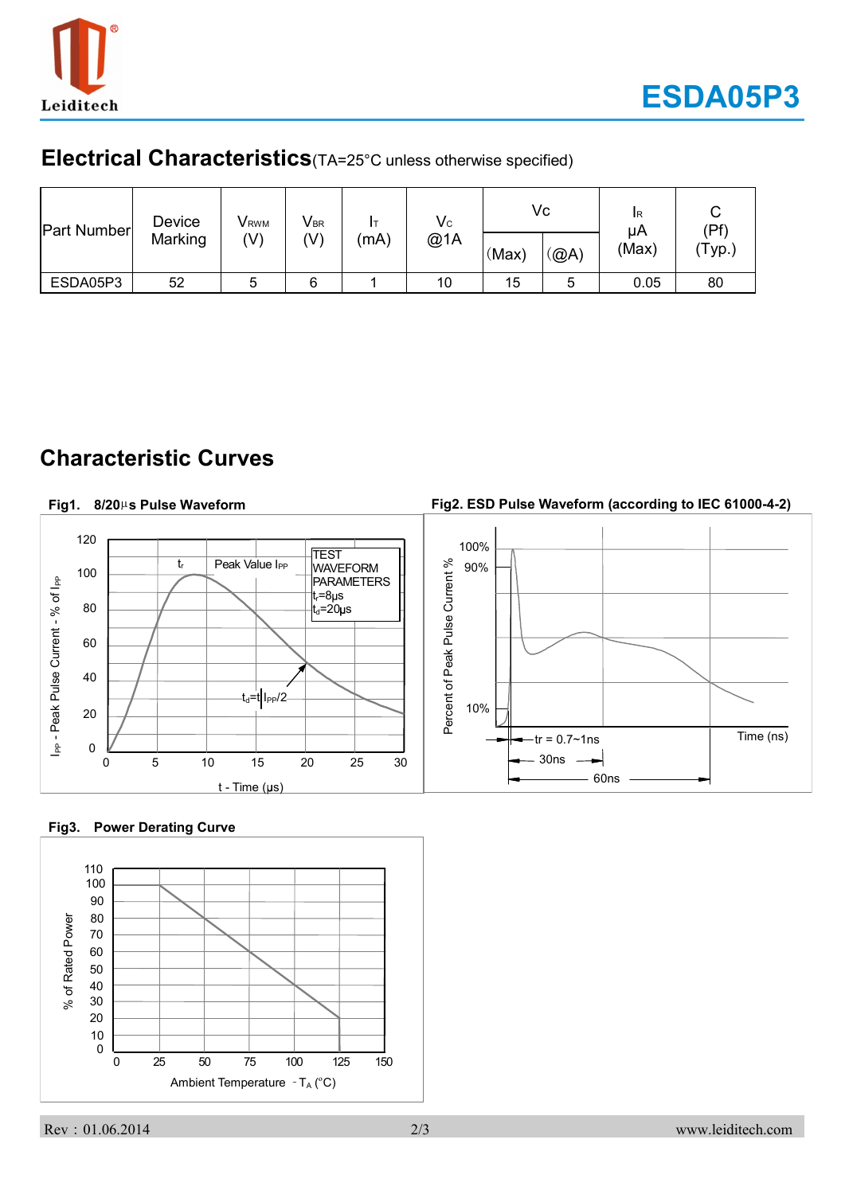## Electrical Characteristics (TA=25°C unless otherwise specified)

| Part Number | Device Marking | $V_{RWM}$ (V) | $V_{BR}$ (V) | $I_T$ (mA) | $V_C$ @1A | Vc | | $I_R$ μA (Max) | C (Pf) (Typ.) |
|---|---|---|---|---|---|---|---|---|---|
| | | | | | | (Max) | (@A) | | |
| ESDA05P3 | 52 | 5 | 6 | 1 | 10 | 15 | 5 | 0.05 | 80 |

## Characteristic Curves

**Fig1. 8/20μs Pulse Waveform**

**Fig2. ESD Pulse Waveform (according to IEC 61000-4-2)**

**Fig3. Power Derating Curve**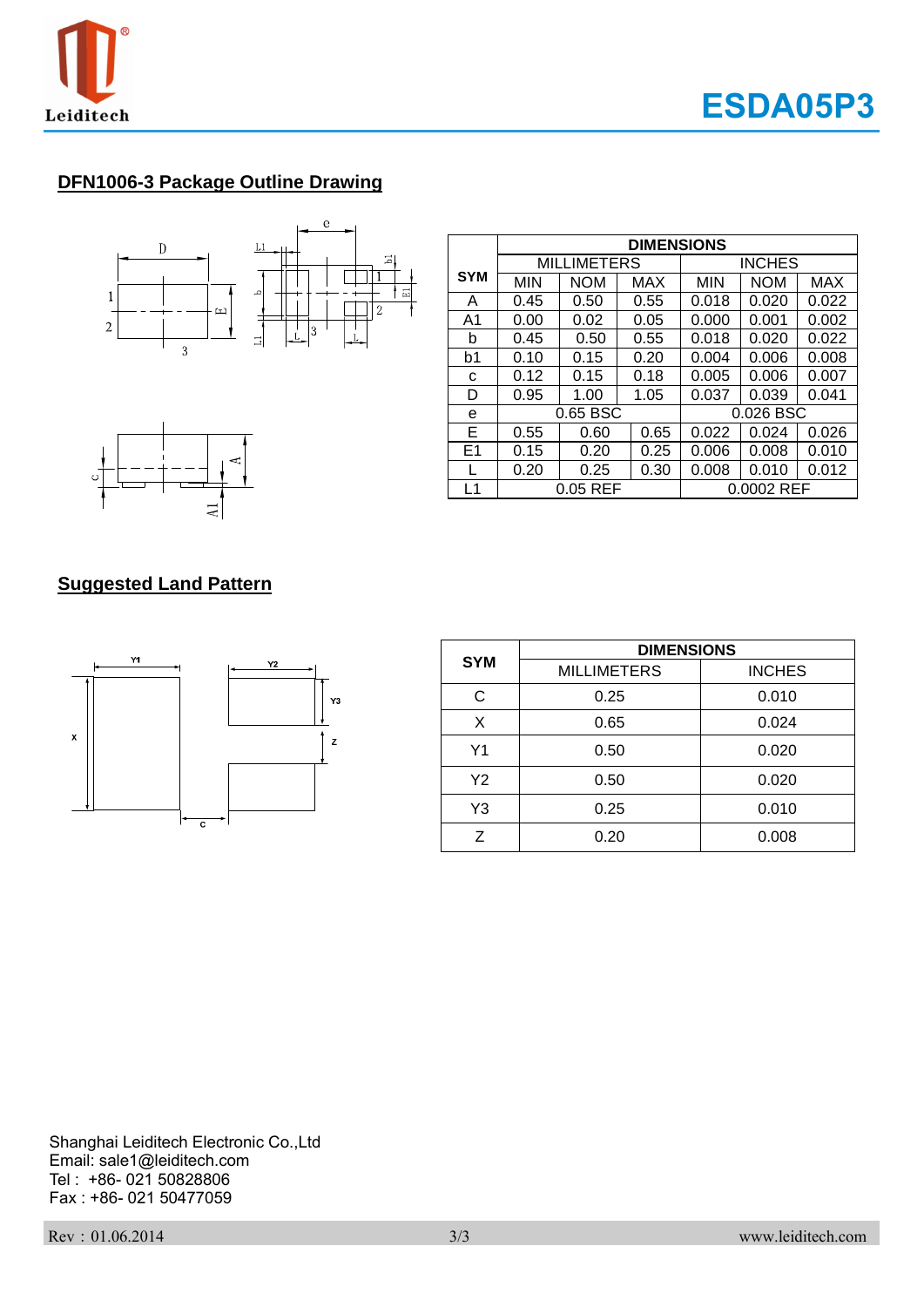## DFN1006-3 Package Outline Drawing

| SYM | DIMENSIONS | | | | | |
|---|---|---|---|---|---|---|
| | MILLIMETERS | | | INCHES | | |
| | MIN | NOM | MAX | MIN | NOM | MAX |
| A | 0.45 | 0.50 | 0.55 | 0.018 | 0.020 | 0.022 |
| A1 | 0.00 | 0.02 | 0.05 | 0.000 | 0.001 | 0.002 |
| b | 0.45 | 0.50 | 0.55 | 0.018 | 0.020 | 0.022 |
| b1 | 0.10 | 0.15 | 0.20 | 0.004 | 0.006 | 0.008 |
| c | 0.12 | 0.15 | 0.18 | 0.005 | 0.006 | 0.007 |
| D | 0.95 | 1.00 | 1.05 | 0.037 | 0.039 | 0.041 |
| e | 0.65 BSC | | | 0.026 BSC | | |
| E | 0.55 | 0.60 | 0.65 | 0.022 | 0.024 | 0.026 |
| E1 | 0.15 | 0.20 | 0.25 | 0.006 | 0.008 | 0.010 |
| L | 0.20 | 0.25 | 0.30 | 0.008 | 0.010 | 0.012 |
| L1 | 0.05 REF | | | 0.0002 REF | | |

## Suggested Land Pattern

| SYM | DIMENSIONS | |
|---|---|---|
| | MILLIMETERS | INCHES |
| C | 0.25 | 0.010 |
| X | 0.65 | 0.024 |
| Y1 | 0.50 | 0.020 |
| Y2 | 0.50 | 0.020 |
| Y3 | 0.25 | 0.010 |
| Z | 0.20 | 0.008 |

Shanghai Leiditech Electronic Co.,Ltd
Email: sale1@leiditech.com
Tel : +86- 021 50828806
Fax : +86- 021 50477059